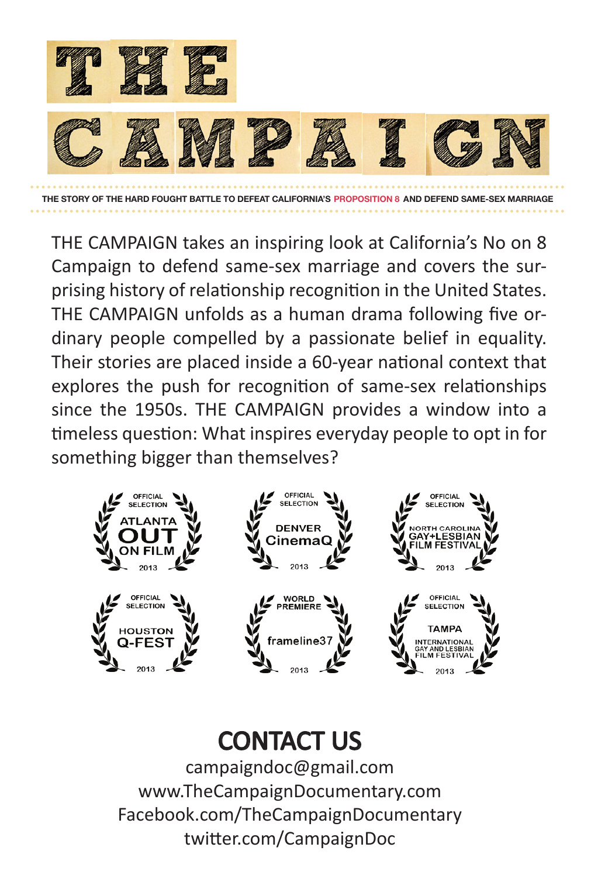# THE CAMPAIGN

THE STORY OF THE HARD FOUGHT BATTLE TO DEFEAT CALIFORNIA'S PROPOSITION 8 AND DEFEND SAME-SEX MARRIAGE

THE CAMPAIGN takes an inspiring look at California's No on 8 Campaign to defend same-sex marriage and covers the surprising history of relationship recognition in the United States. THE CAMPAIGN unfolds as a human drama following five ordinary people compelled by a passionate belief in equality. Their stories are placed inside a 60-year national context that explores the push for recognition of same-sex relationships since the 1950s. THE CAMPAIGN provides a window into a timeless question: What inspires everyday people to opt in for something bigger than themselves?

OFFICIAL SELECTION ATLANTA OUT ON FILM 2013

OFFICIAL SELECTION DENVER CinemaQ 2013

OFFICIAL SELECTION NORTH CAROLINA GAY+LESBIAN FILM FESTIVAL 2013

OFFICIAL SELECTION HOUSTON Q-FEST 2013

WORLD PREMIERE frameline37 2013

OFFICIAL SELECTION TAMPA INTERNATIONAL GAY AND LESBIAN FILM FESTIVAL 2013

## CONTACT US

campaigndoc@gmail.com
www.TheCampaignDocumentary.com
Facebook.com/TheCampaignDocumentary
twitter.com/CampaignDoc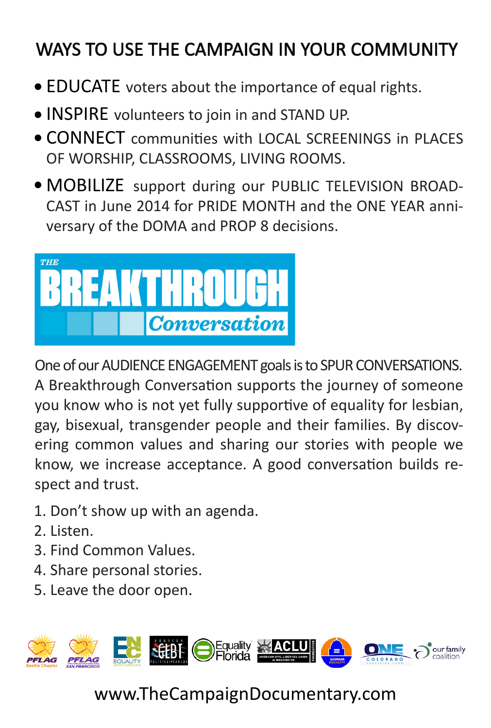# WAYS TO USE THE CAMPAIGN IN YOUR COMMUNITY

- EDUCATE voters about the importance of equal rights.
- INSPIRE volunteers to join in and STAND UP.
- CONNECT communities with LOCAL SCREENINGS in PLACES OF WORSHIP, CLASSROOMS, LIVING ROOMS.
- MOBILIZE support during our PUBLIC TELEVISION BROADCAST in June 2014 for PRIDE MONTH and the ONE YEAR anniversary of the DOMA and PROP 8 decisions.

## THE BREAKTHROUGH *Conversation*

One of our AUDIENCE ENGAGEMENT goals is to SPUR CONVERSATIONS. A Breakthrough Conversation supports the journey of someone you know who is not yet fully supportive of equality for lesbian, gay, bisexual, transgender people and their families. By discovering common values and sharing our stories with people we know, we increase acceptance. A good conversation builds respect and trust.

1. Don't show up with an agenda.
2. Listen.
3. Find Common Values.
4. Share personal stories.
5. Leave the door open.

PFLAG Seattle Chapter · PFLAG San Francisco · Equality North Carolina · Houston GLBT Political Caucus · Equality Florida · ACLU American Civil Liberties Union of Washington Foundation · Georgia Equality · One Colorado Education Fund · our family coalition

www.TheCampaignDocumentary.com